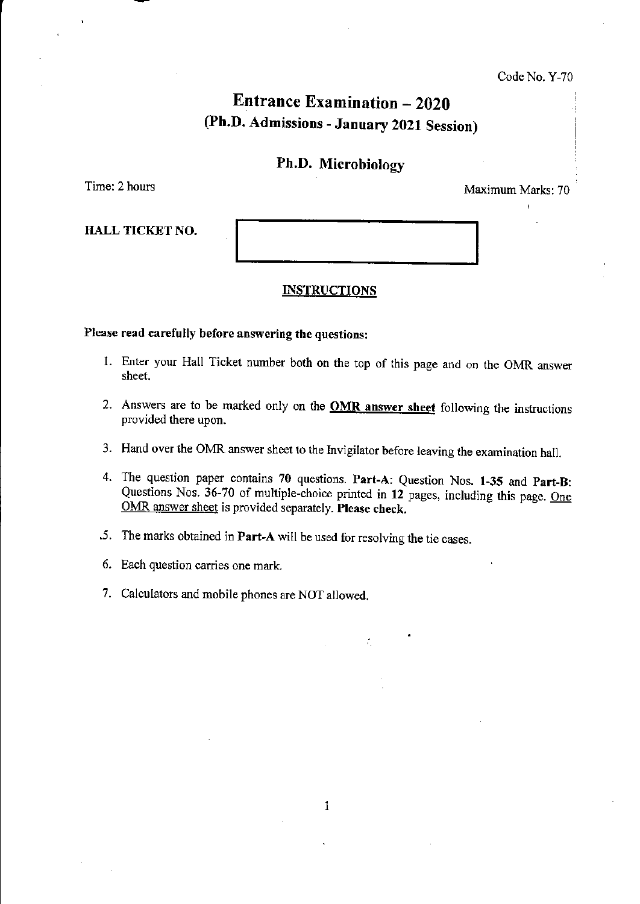Code No. Y-70

# Entrance Examination – 2020
## (Ph.D. Admissions - January 2021 Session)

## Ph.D. Microbiology

Time: 2 hours | Maximum Marks: 70

**HALL TICKET NO.**

### INSTRUCTIONS

**Please read carefully before answering the questions:**

1. Enter your Hall Ticket number both on the top of this page and on the OMR answer sheet.
2. Answers are to be marked only on the **OMR answer sheet** following the instructions provided there upon.
3. Hand over the OMR answer sheet to the Invigilator before leaving the examination hall.
4. The question paper contains **70** questions. **Part-A**: Question Nos. **1-35** and **Part-B**: Questions Nos. 36-70 of multiple-choice printed in **12** pages, including this page. One OMR answer sheet is provided separately. **Please check.**
5. The marks obtained in **Part-A** will be used for resolving the tie cases.
6. Each question carries one mark.
7. Calculators and mobile phones are NOT allowed.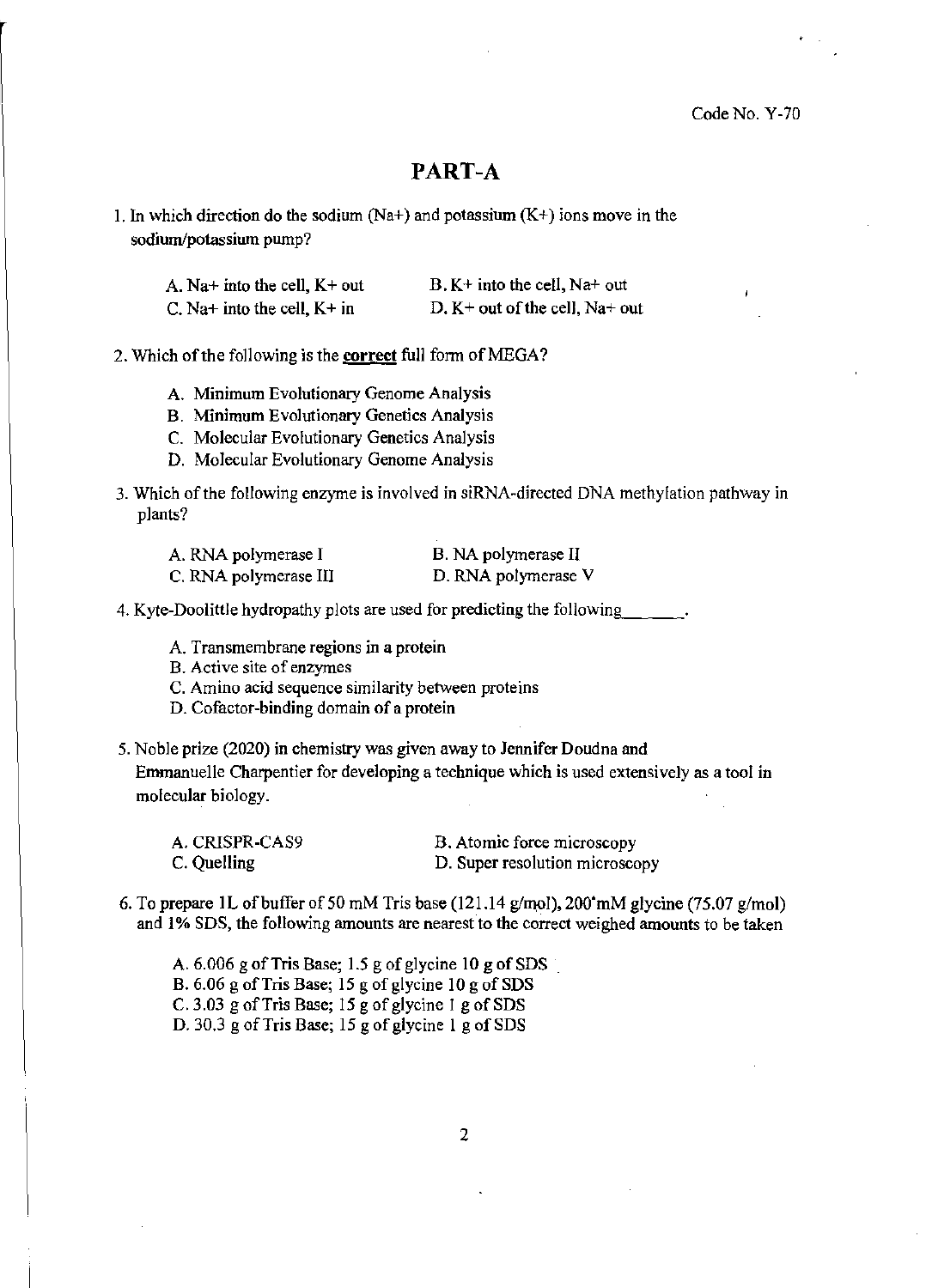Code No. Y-70

# PART-A

1. In which direction do the sodium (Na+) and potassium (K+) ions move in the sodium/potassium pump?

   A. Na+ into the cell, K+ out
   B. K+ into the cell, Na+ out
   C. Na+ into the cell, K+ in
   D. K+ out of the cell, Na+ out

2. Which of the following is the **correct** full form of MEGA?

   A. Minimum Evolutionary Genome Analysis
   B. Minimum Evolutionary Genetics Analysis
   C. Molecular Evolutionary Genetics Analysis
   D. Molecular Evolutionary Genome Analysis

3. Which of the following enzyme is involved in siRNA-directed DNA methylation pathway in plants?

   A. RNA polymerase I
   B. NA polymerase II
   C. RNA polymerase III
   D. RNA polymerase V

4. Kyte-Doolittle hydropathy plots are used for predicting the following_______.

   A. Transmembrane regions in a protein
   B. Active site of enzymes
   C. Amino acid sequence similarity between proteins
   D. Cofactor-binding domain of a protein

5. Noble prize (2020) in chemistry was given away to Jennifer Doudna and Emmanuelle Charpentier for developing a technique which is used extensively as a tool in molecular biology.

   A. CRISPR-CAS9
   B. Atomic force microscopy
   C. Quelling
   D. Super resolution microscopy

6. To prepare 1L of buffer of 50 mM Tris base (121.14 g/mol), 200 mM glycine (75.07 g/mol) and 1% SDS, the following amounts are nearest to the correct weighed amounts to be taken

   A. 6.006 g of Tris Base; 1.5 g of glycine 10 g of SDS
   B. 6.06 g of Tris Base; 15 g of glycine 10 g of SDS
   C. 3.03 g of Tris Base; 15 g of glycine 1 g of SDS
   D. 30.3 g of Tris Base; 15 g of glycine 1 g of SDS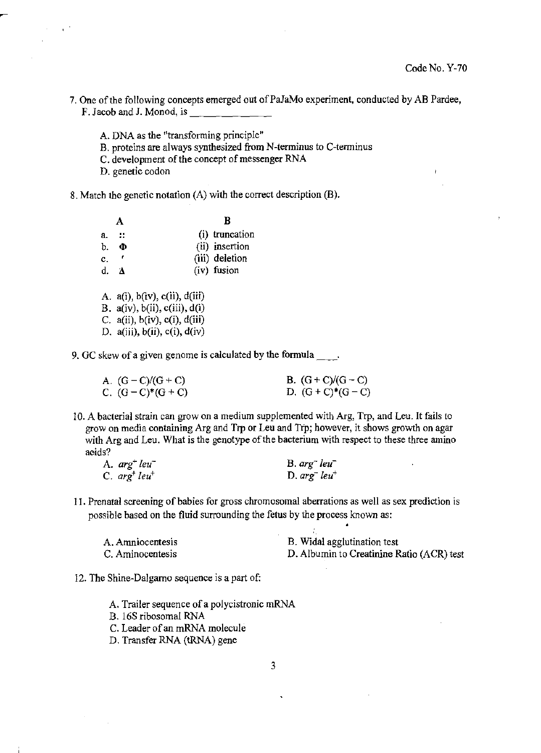Code No. Y-70

7. One of the following concepts emerged out of PaJaMo experiment, conducted by AB Pardee, F. Jacob and J. Monod, is ____________

   A. DNA as the "transforming principle"
   B. proteins are always synthesized from N-terminus to C-terminus
   C. development of the concept of messenger RNA
   D. genetic codon

8. Match the genetic notation (A) with the correct description (B).

| | A | B |
|---|---|---|
| a. | :: | (i) truncation |
| b. | Φ | (ii) insertion |
| c. | ' | (iii) deletion |
| d. | Δ | (iv) fusion |

   A. a(i), b(iv), c(ii), d(iii)
   B. a(iv), b(ii), c(iii), d(i)
   C. a(ii), b(iv), c(i), d(iii)
   D. a(iii), b(ii), c(i), d(iv)

9. GC skew of a given genome is calculated by the formula ____.

   A. $(G - C)/(G + C)$
   B. $(G + C)/(G - C)$
   C. $(G - C)*(G + C)$
   D. $(G + C)*(G - C)$

10. A bacterial strain can grow on a medium supplemented with Arg, Trp, and Leu. It fails to grow on media containing Arg and Trp or Leu and Trp; however, it shows growth on agar with Arg and Leu. What is the genotype of the bacterium with respect to these three amino acids?

   A. $arg^{+}$ $leu^{-}$
   B. $arg^{-}$ $leu^{-}$
   C. $arg^{+}$ $leu^{+}$
   D. $arg^{-}$ $leu^{+}$

11. Prenatal screening of babies for gross chromosomal aberrations as well as sex prediction is possible based on the fluid surrounding the fetus by the process known as:

   A. Amniocentesis
   B. Widal agglutination test
   C. Aminocentesis
   D. Albumin to Creatinine Ratio (ACR) test

12. The Shine-Dalgarno sequence is a part of:

   A. Trailer sequence of a polycistronic mRNA
   B. 16S ribosomal RNA
   C. Leader of an mRNA molecule
   D. Transfer RNA (tRNA) gene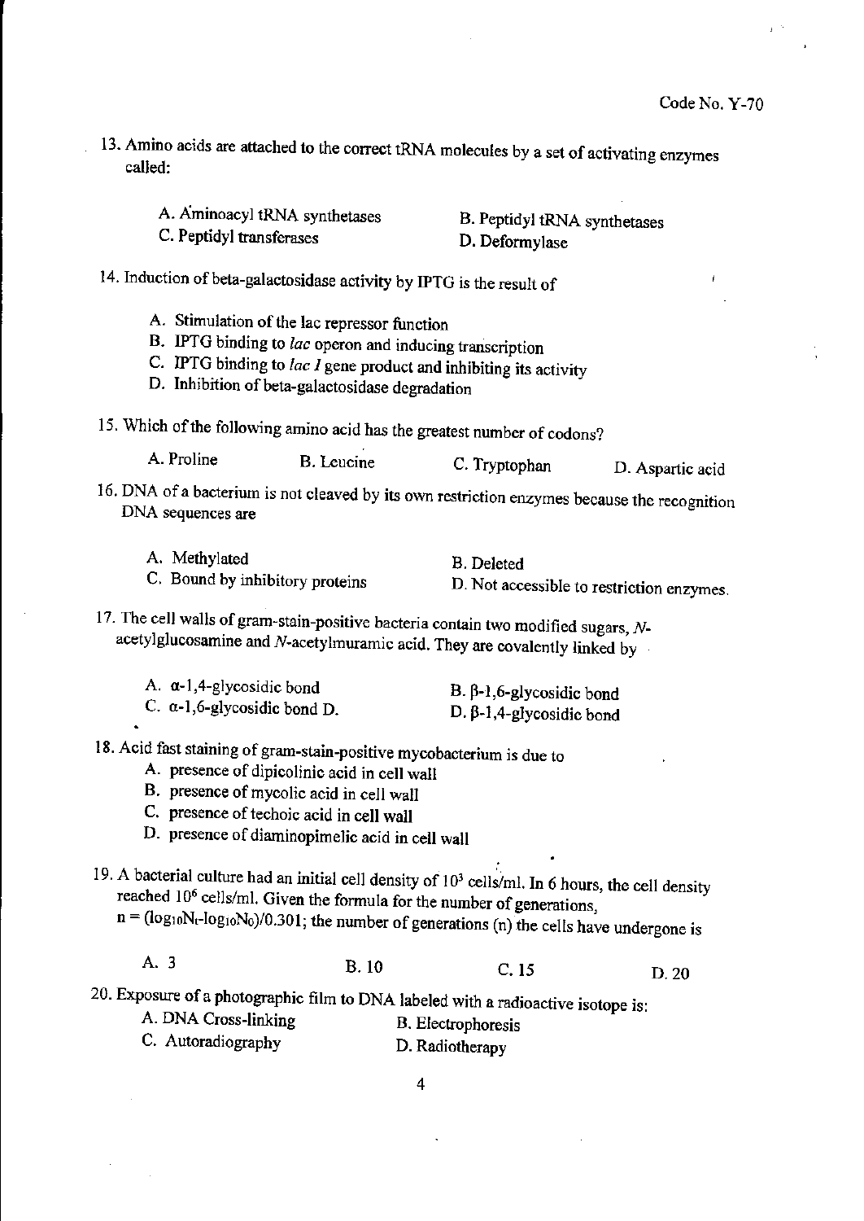13. Amino acids are attached to the correct tRNA molecules by a set of activating enzymes called:

A. Aminoacyl tRNA synthetases
B. Peptidyl tRNA synthetases
C. Peptidyl transferases
D. Deformylase

14. Induction of beta-galactosidase activity by IPTG is the result of

A. Stimulation of the lac repressor function
B. IPTG binding to *lac* operon and inducing transcription
C. IPTG binding to *lac I* gene product and inhibiting its activity
D. Inhibition of beta-galactosidase degradation

15. Which of the following amino acid has the greatest number of codons?

A. Proline
B. Leucine
C. Tryptophan
D. Aspartic acid

16. DNA of a bacterium is not cleaved by its own restriction enzymes because the recognition DNA sequences are

A. Methylated
B. Deleted
C. Bound by inhibitory proteins
D. Not accessible to restriction enzymes.

17. The cell walls of gram-stain-positive bacteria contain two modified sugars, *N*-acetylglucosamine and *N*-acetylmuramic acid. They are covalently linked by

A. α-1,4-glycosidic bond
B. β-1,6-glycosidic bond
C. α-1,6-glycosidic bond D.
D. β-1,4-glycosidic bond

18. Acid fast staining of gram-stain-positive mycobacterium is due to

A. presence of dipicolinic acid in cell wall
B. presence of mycolic acid in cell wall
C. presence of techoic acid in cell wall
D. presence of diaminopimelic acid in cell wall

19. A bacterial culture had an initial cell density of $10^3$ cells/ml. In 6 hours, the cell density reached $10^6$ cells/ml. Given the formula for the number of generations, $n = (\log_{10}N_t - \log_{10}N_0)/0.301$; the number of generations (n) the cells have undergone is

A. 3
B. 10
C. 15
D. 20

20. Exposure of a photographic film to DNA labeled with a radioactive isotope is:

A. DNA Cross-linking
B. Electrophoresis
C. Autoradiography
D. Radiotherapy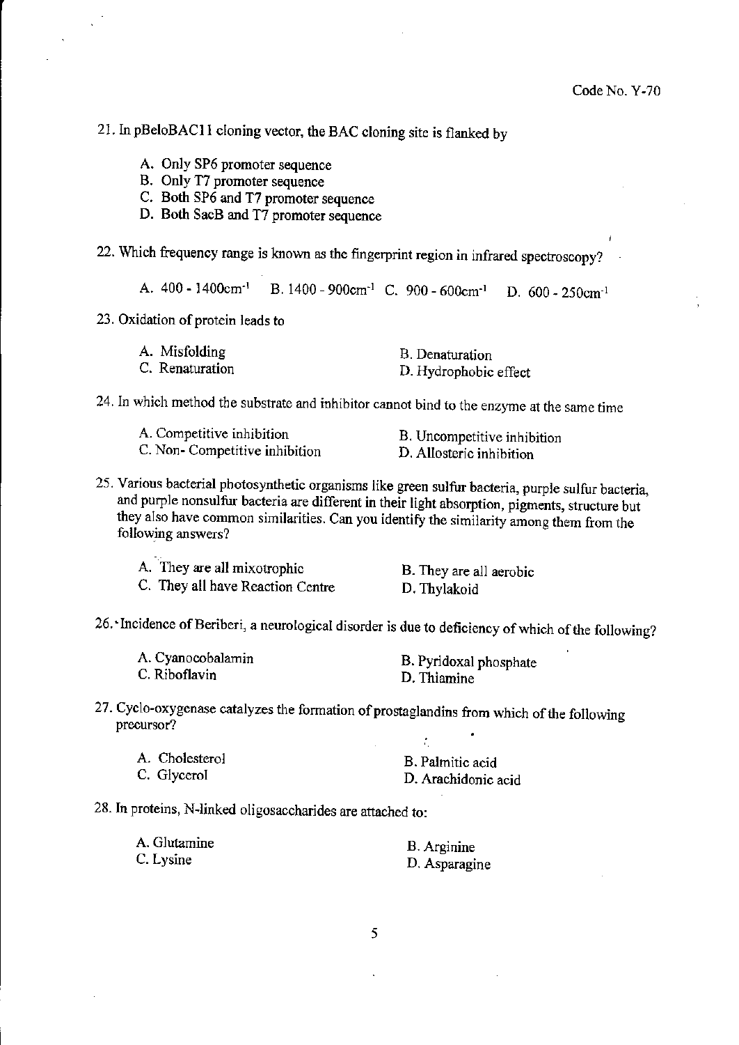Code No. Y-70

21. In pBeloBAC11 cloning vector, the BAC cloning site is flanked by

   A. Only SP6 promoter sequence
   B. Only T7 promoter sequence
   C. Both SP6 and T7 promoter sequence
   D. Both SacB and T7 promoter sequence

22. Which frequency range is known as the fingerprint region in infrared spectroscopy?

   A. 400 - 1400cm$^{-1}$ B. 1400 - 900cm$^{-1}$ C. 900 - 600cm$^{-1}$ D. 600 - 250cm$^{-1}$

23. Oxidation of protein leads to

   A. Misfolding
   B. Denaturation
   C. Renaturation
   D. Hydrophobic effect

24. In which method the substrate and inhibitor cannot bind to the enzyme at the same time

   A. Competitive inhibition
   B. Uncompetitive inhibition
   C. Non- Competitive inhibition
   D. Allosteric inhibition

25. Various bacterial photosynthetic organisms like green sulfur bacteria, purple sulfur bacteria, and purple nonsulfur bacteria are different in their light absorption, pigments, structure but they also have common similarities. Can you identify the similarity among them from the following answers?

   A. They are all mixotrophic
   B. They are all aerobic
   C. They all have Reaction Centre
   D. Thylakoid

26. Incidence of Beriberi, a neurological disorder is due to deficiency of which of the following?

   A. Cyanocobalamin
   B. Pyridoxal phosphate
   C. Riboflavin
   D. Thiamine

27. Cyclo-oxygenase catalyzes the formation of prostaglandins from which of the following precursor?

   A. Cholesterol
   B. Palmitic acid
   C. Glycerol
   D. Arachidonic acid

28. In proteins, N-linked oligosaccharides are attached to:

   A. Glutamine
   B. Arginine
   C. Lysine
   D. Asparagine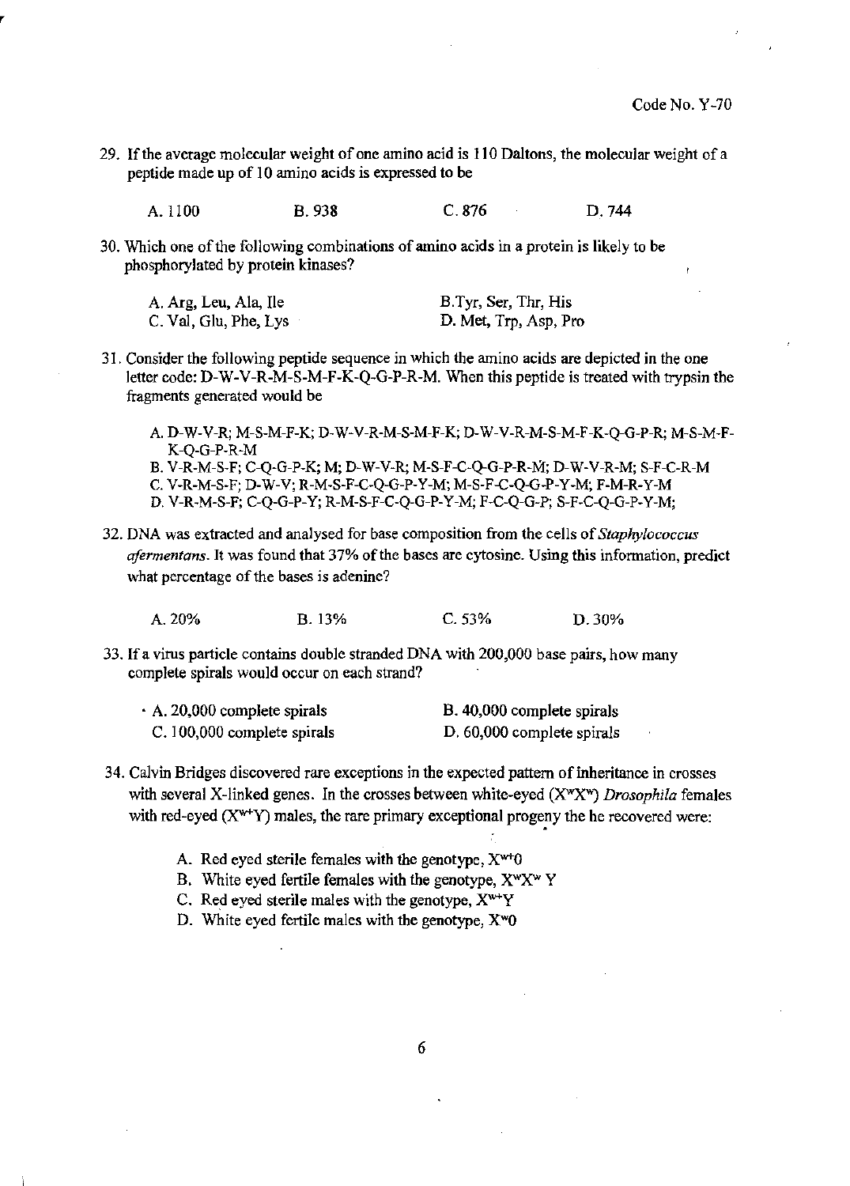Code No. Y-70

29. If the average molecular weight of one amino acid is 110 Daltons, the molecular weight of a peptide made up of 10 amino acids is expressed to be

    A. 1100 B. 938 C. 876 D. 744

30. Which one of the following combinations of amino acids in a protein is likely to be phosphorylated by protein kinases?

    A. Arg, Leu, Ala, Ile
    B. Tyr, Ser, Thr, His
    C. Val, Glu, Phe, Lys
    D. Met, Trp, Asp, Pro

31. Consider the following peptide sequence in which the amino acids are depicted in the one letter code: D-W-V-R-M-S-M-F-K-Q-G-P-R-M. When this peptide is treated with trypsin the fragments generated would be

    A. D-W-V-R; M-S-M-F-K; D-W-V-R-M-S-M-F-K; D-W-V-R-M-S-M-F-K-Q-G-P-R; M-S-M-F-K-Q-G-P-R-M
    B. V-R-M-S-F; C-Q-G-P-K; M; D-W-V-R; M-S-F-C-Q-G-P-R-M; D-W-V-R-M; S-F-C-R-M
    C. V-R-M-S-F; D-W-V; R-M-S-F-C-Q-G-P-Y-M; M-S-F-C-Q-G-P-Y-M; F-M-R-Y-M
    D. V-R-M-S-F; C-Q-G-P-Y; R-M-S-F-C-Q-G-P-Y-M; F-C-Q-G-P; S-F-C-Q-G-P-Y-M;

32. DNA was extracted and analysed for base composition from the cells of *Staphylococcus afermentans*. It was found that 37% of the bases are cytosine. Using this information, predict what percentage of the bases is adenine?

    A. 20% B. 13% C. 53% D. 30%

33. If a virus particle contains double stranded DNA with 200,000 base pairs, how many complete spirals would occur on each strand?

    A. 20,000 complete spirals
    B. 40,000 complete spirals
    C. 100,000 complete spirals
    D. 60,000 complete spirals

34. Calvin Bridges discovered rare exceptions in the expected pattern of inheritance in crosses with several X-linked genes. In the crosses between white-eyed ($X^wX^w$) *Drosophila* females with red-eyed ($X^{w+}Y$) males, the rare primary exceptional progeny the he recovered were:

    A. Red eyed sterile females with the genotype, $X^{w+}0$
    B. White eyed fertile females with the genotype, $X^wX^w$ Y
    C. Red eyed sterile males with the genotype, $X^{w+}Y$
    D. White eyed fertile males with the genotype, $X^w0$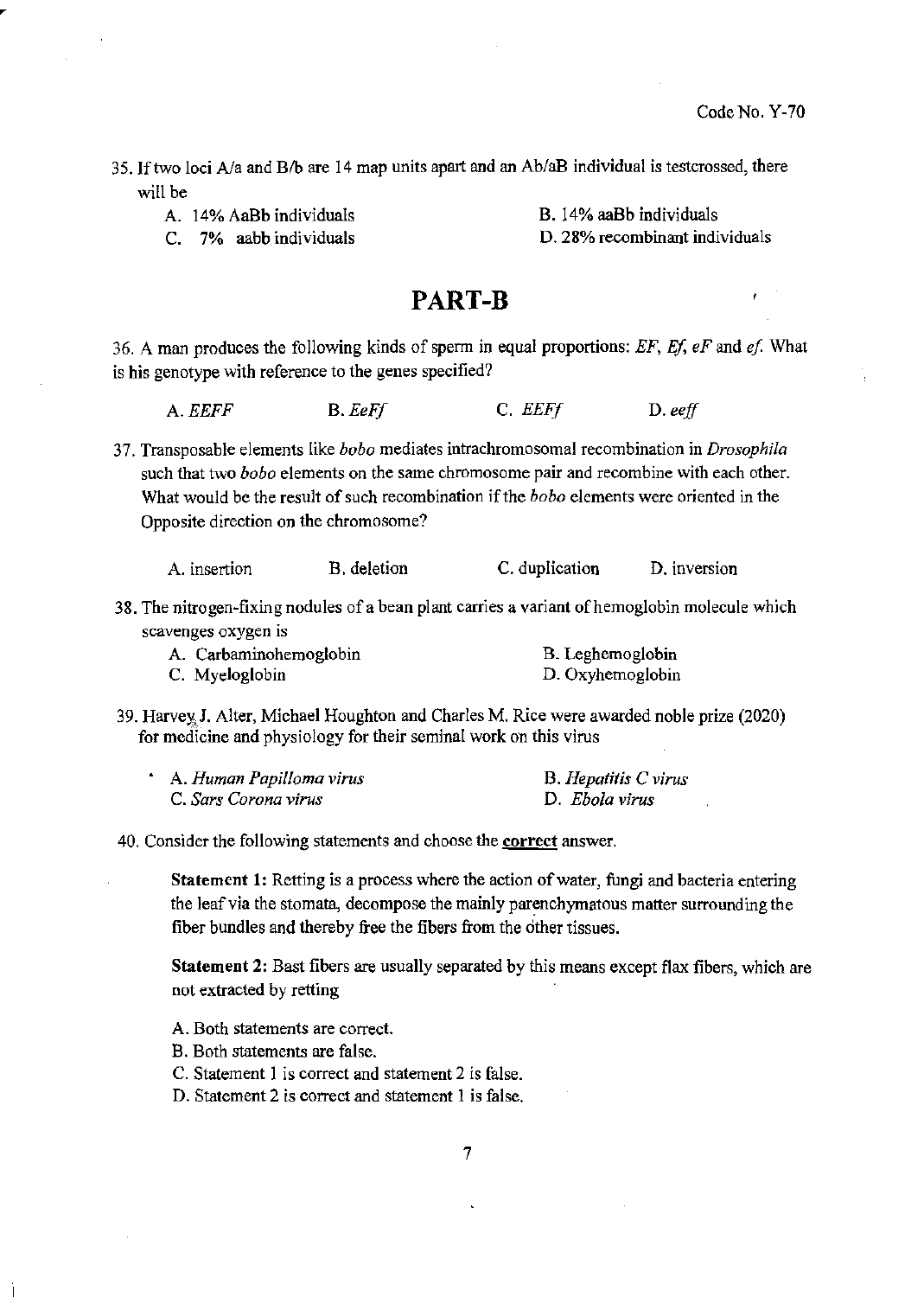Code No. Y-70

35. If two loci A/a and B/b are 14 map units apart and an Ab/aB individual is testcrossed, there will be

   A. 14% AaBb individuals
   B. 14% aaBb individuals
   C. 7% aabb individuals
   D. 28% recombinant individuals

# PART-B

36. A man produces the following kinds of sperm in equal proportions: *EF*, *Ef*, *eF* and *ef*. What is his genotype with reference to the genes specified?

   A. *EEFF*
   B. *EeFf*
   C. *EEFf*
   D. *eeff*

37. Transposable elements like *bobo* mediates intrachromosomal recombination in *Drosophila* such that two *bobo* elements on the same chromosome pair and recombine with each other. What would be the result of such recombination if the *bobo* elements were oriented in the Opposite direction on the chromosome?

   A. insertion
   B. deletion
   C. duplication
   D. inversion

38. The nitrogen-fixing nodules of a bean plant carries a variant of hemoglobin molecule which scavenges oxygen is

   A. Carbaminohemoglobin
   B. Leghemoglobin
   C. Myeloglobin
   D. Oxyhemoglobin

39. Harvey J. Alter, Michael Houghton and Charles M. Rice were awarded noble prize (2020) for medicine and physiology for their seminal work on this virus

   A. *Human Papilloma virus*
   B. *Hepatitis C virus*
   C. *Sars Corona virus*
   D. *Ebola virus*

40. Consider the following statements and choose the **correct** answer.

   **Statement 1:** Retting is a process where the action of water, fungi and bacteria entering the leaf via the stomata, decompose the mainly parenchymatous matter surrounding the fiber bundles and thereby free the fibers from the other tissues.

   **Statement 2:** Bast fibers are usually separated by this means except flax fibers, which are not extracted by retting

   A. Both statements are correct.
   B. Both statements are false.
   C. Statement 1 is correct and statement 2 is false.
   D. Statement 2 is correct and statement 1 is false.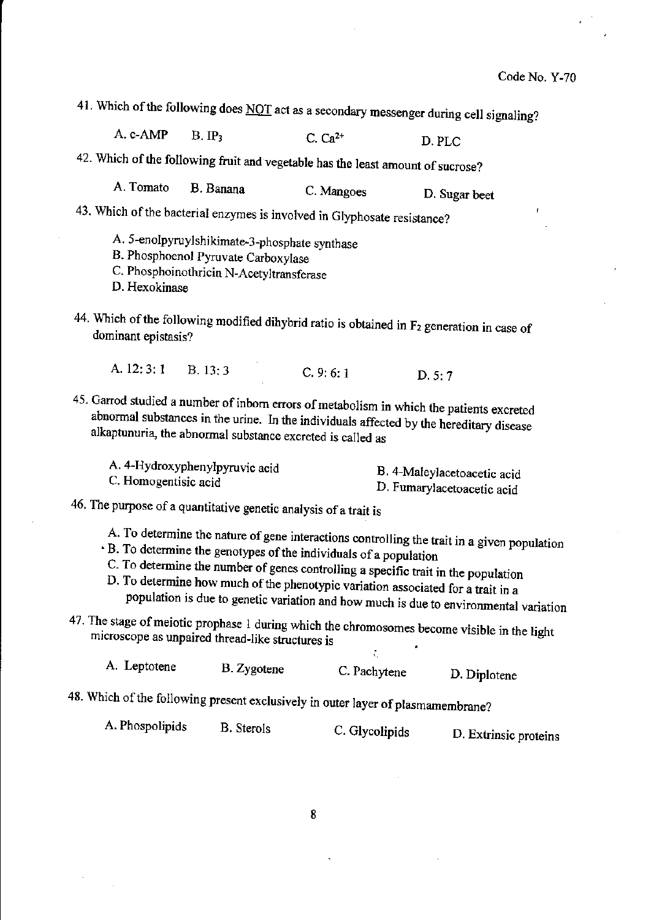Code No. Y-70

41. Which of the following does NOT act as a secondary messenger during cell signaling?

A. c-AMP  B. $IP_3$  C. $Ca^{2+}$  D. PLC

42. Which of the following fruit and vegetable has the least amount of sucrose?

A. Tomato  B. Banana  C. Mangoes  D. Sugar beet

43. Which of the bacterial enzymes is involved in Glyphosate resistance?

A. 5-enolpyruylshikimate-3-phosphate synthase
B. Phosphoenol Pyruvate Carboxylase
C. Phosphoinothricin N-Acetyltransferase
D. Hexokinase

44. Which of the following modified dihybrid ratio is obtained in $F_2$ generation in case of dominant epistasis?

A. 12: 3: 1  B. 13: 3  C. 9: 6: 1  D. 5: 7

45. Garrod studied a number of inborn errors of metabolism in which the patients excreted abnormal substances in the urine. In the individuals affected by the hereditary disease alkaptunuria, the abnormal substance excreted is called as

A. 4-Hydroxyphenylpyruvic acid  B. 4-Maleylacetoacetic acid
C. Homogentisic acid  D. Fumarylacetoacetic acid

46. The purpose of a quantitative genetic analysis of a trait is

A. To determine the nature of gene interactions controlling the trait in a given population
B. To determine the genotypes of the individuals of a population
C. To determine the number of genes controlling a specific trait in the population
D. To determine how much of the phenotypic variation associated for a trait in a population is due to genetic variation and how much is due to environmental variation

47. The stage of meiotic prophase 1 during which the chromosomes become visible in the light microscope as unpaired thread-like structures is

A. Leptotene  B. Zygotene  C. Pachytene  D. Diplotene

48. Which of the following present exclusively in outer layer of plasmamembrane?

A. Phospolipids  B. Sterols  C. Glycolipids  D. Extrinsic proteins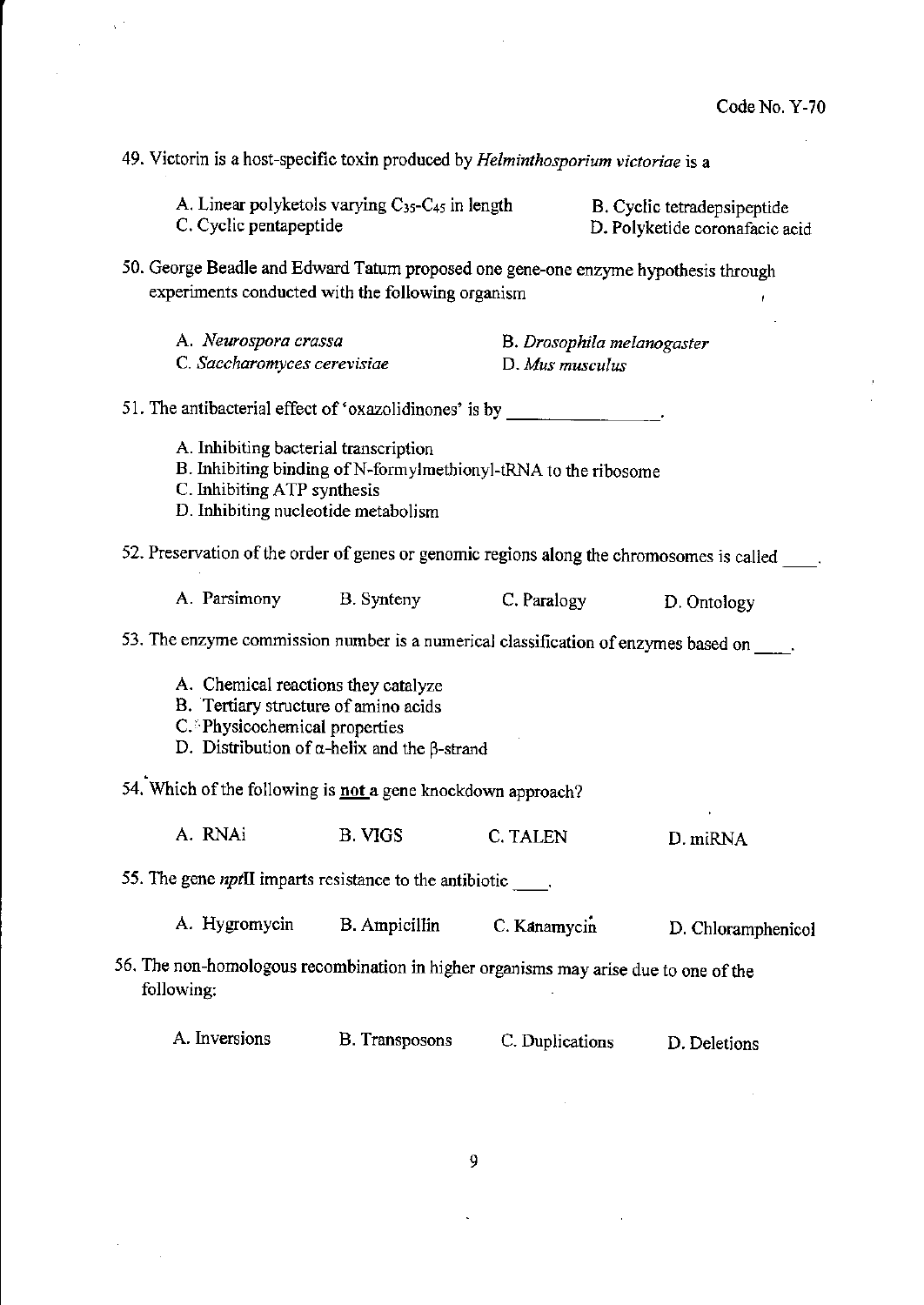Code No. Y-70

49. Victorin is a host-specific toxin produced by *Helminthosporium victoriae* is a

A. Linear polyketols varying $C_{35}$-$C_{45}$ in length
B. Cyclic tetradepsipeptide
C. Cyclic pentapeptide
D. Polyketide coronafacic acid

50. George Beadle and Edward Tatum proposed one gene-one enzyme hypothesis through experiments conducted with the following organism

A. *Neurospora crassa*
B. *Drosophila melanogaster*
C. *Saccharomyces cerevisiae*
D. *Mus musculus*

51. The antibacterial effect of 'oxazolidinones' is by ________________.

A. Inhibiting bacterial transcription
B. Inhibiting binding of N-formylmethionyl-tRNA to the ribosome
C. Inhibiting ATP synthesis
D. Inhibiting nucleotide metabolism

52. Preservation of the order of genes or genomic regions along the chromosomes is called ____.

A. Parsimony
B. Synteny
C. Paralogy
D. Ontology

53. The enzyme commission number is a numerical classification of enzymes based on ____.

A. Chemical reactions they catalyze
B. Tertiary structure of amino acids
C. Physicochemical properties
D. Distribution of α-helix and the β-strand

54. Which of the following is **not** a gene knockdown approach?

A. RNAi
B. VIGS
C. TALEN
D. miRNA

55. The gene *nptII* imparts resistance to the antibiotic ____.

A. Hygromycin
B. Ampicillin
C. Kanamycin
D. Chloramphenicol

56. The non-homologous recombination in higher organisms may arise due to one of the following:

A. Inversions
B. Transposons
C. Duplications
D. Deletions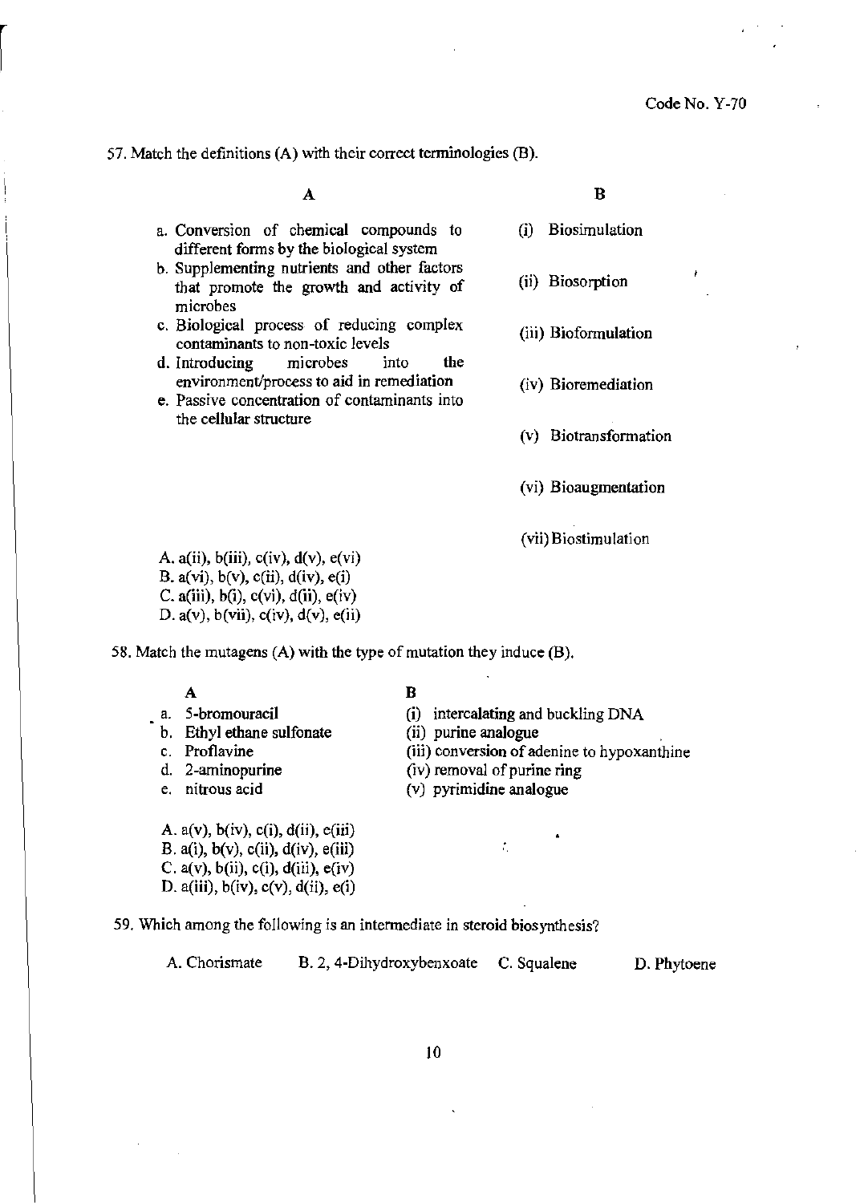Code No. Y-70

57. Match the definitions (A) with their correct terminologies (B).

| A | B |
|---|---|
| a. Conversion of chemical compounds to different forms by the biological system | (i) Biosimulation |
| b. Supplementing nutrients and other factors that promote the growth and activity of microbes | (ii) Biosorption |
| c. Biological process of reducing complex contaminants to non-toxic levels | (iii) Bioformulation |
| d. Introducing microbes into the environment/process to aid in remediation | (iv) Bioremediation |
| e. Passive concentration of contaminants into the cellular structure | (v) Biotransformation |
| | (vi) Bioaugmentation |
| | (vii) Biostimulation |

A. a(ii), b(iii), c(iv), d(v), e(vi)
B. a(vi), b(v), c(ii), d(iv), e(i)
C. a(iii), b(i), c(vi), d(ii), e(iv)
D. a(v), b(vii), c(iv), d(v), e(ii)

58. Match the mutagens (A) with the type of mutation they induce (B).

| A | B |
|---|---|
| a. 5-bromouracil | (i) intercalating and buckling DNA |
| b. Ethyl ethane sulfonate | (ii) purine analogue |
| c. Proflavine | (iii) conversion of adenine to hypoxanthine |
| d. 2-aminopurine | (iv) removal of purine ring |
| e. nitrous acid | (v) pyrimidine analogue |

A. a(v), b(iv), c(i), d(ii), e(iii)
B. a(i), b(v), c(ii), d(iv), e(iii)
C. a(v), b(ii), c(i), d(iii), e(iv)
D. a(iii), b(iv), c(v), d(ii), e(i)

59. Which among the following is an intermediate in steroid biosynthesis?

A. Chorismate B. 2, 4-Dihydroxybenxoate C. Squalene D. Phytoene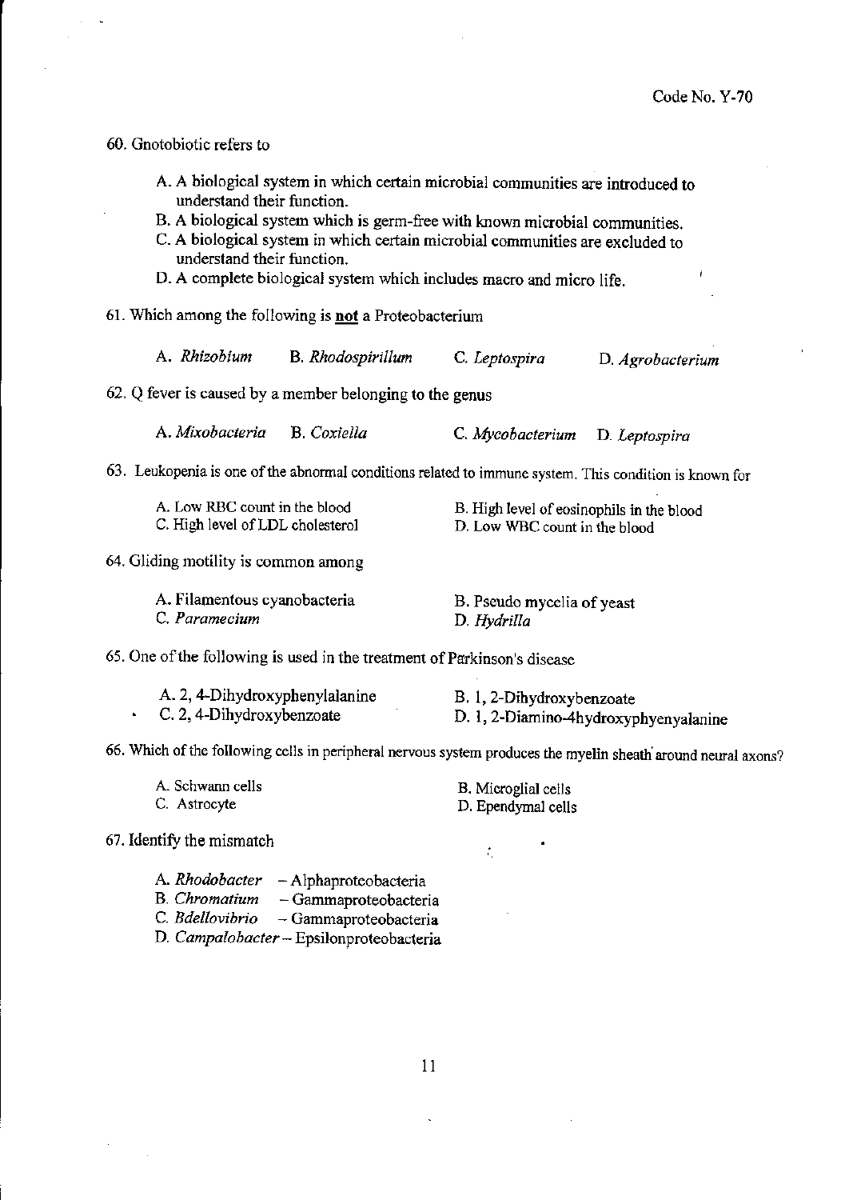60. Gnotobiotic refers to

A. A biological system in which certain microbial communities are introduced to understand their function.
B. A biological system which is germ-free with known microbial communities.
C. A biological system in which certain microbial communities are excluded to understand their function.
D. A complete biological system which includes macro and micro life.

61. Which among the following is **not** a Proteobacterium

A. *Rhizobium* B. *Rhodospirillum* C. *Leptospira* D. *Agrobacterium*

62. Q fever is caused by a member belonging to the genus

A. *Mixobacteria* B. *Coxiella* C. *Mycobacterium* D. *Leptospira*

63. Leukopenia is one of the abnormal conditions related to immune system. This condition is known for

A. Low RBC count in the blood
B. High level of eosinophils in the blood
C. High level of LDL cholesterol
D. Low WBC count in the blood

64. Gliding motility is common among

A. Filamentous cyanobacteria
B. Pseudo mycelia of yeast
C. *Paramecium*
D. *Hydrilla*

65. One of the following is used in the treatment of Parkinson's disease

A. 2, 4-Dihydroxyphenylalanine
B. 1, 2-Dihydroxybenzoate
C. 2, 4-Dihydroxybenzoate
D. 1, 2-Diamino-4hydroxyphyenyalanine

66. Which of the following cells in peripheral nervous system produces the myelin sheath around neural axons?

A. Schwann cells
B. Microglial cells
C. Astrocyte
D. Ependymal cells

67. Identify the mismatch

A. *Rhodobacter* – Alphaproteobacteria
B. *Chromatium* – Gammaproteobacteria
C. *Bdellovibrio* – Gammaproteobacteria
D. *Campalobacter* – Epsilonproteobacteria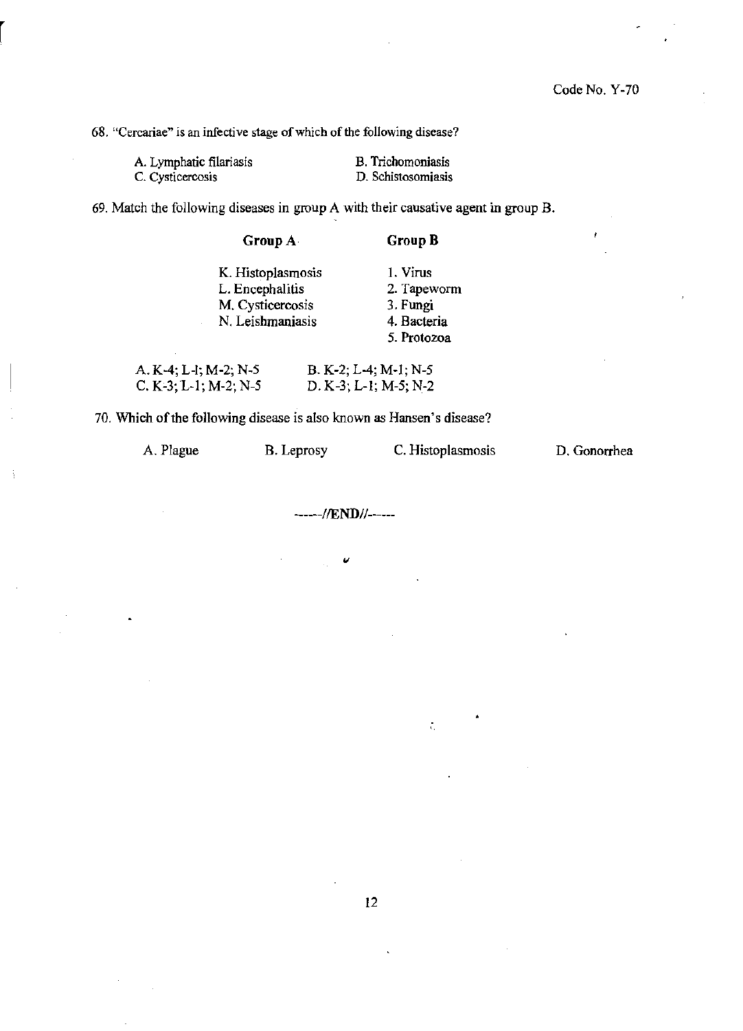68. "Cercariae" is an infective stage of which of the following disease?

A. Lymphatic filariasis B. Trichomoniasis
C. Cysticercosis D. Schistosomiasis

69. Match the following diseases in group A with their causative agent in group B.

| Group A | Group B |
|---|---|
| K. Histoplasmosis | 1. Virus |
| L. Encephalitis | 2. Tapeworm |
| M. Cysticercosis | 3. Fungi |
| N. Leishmaniasis | 4. Bacteria |
| | 5. Protozoa |

A. K-4; L-1; M-2; N-5 B. K-2; L-4; M-1; N-5
C. K-3; L-1; M-2; N-5 D. K-3; L-1; M-5; N-2

70. Which of the following disease is also known as Hansen's disease?

A. Plague B. Leprosy C. Histoplasmosis D. Gonorrhea

-----//END//------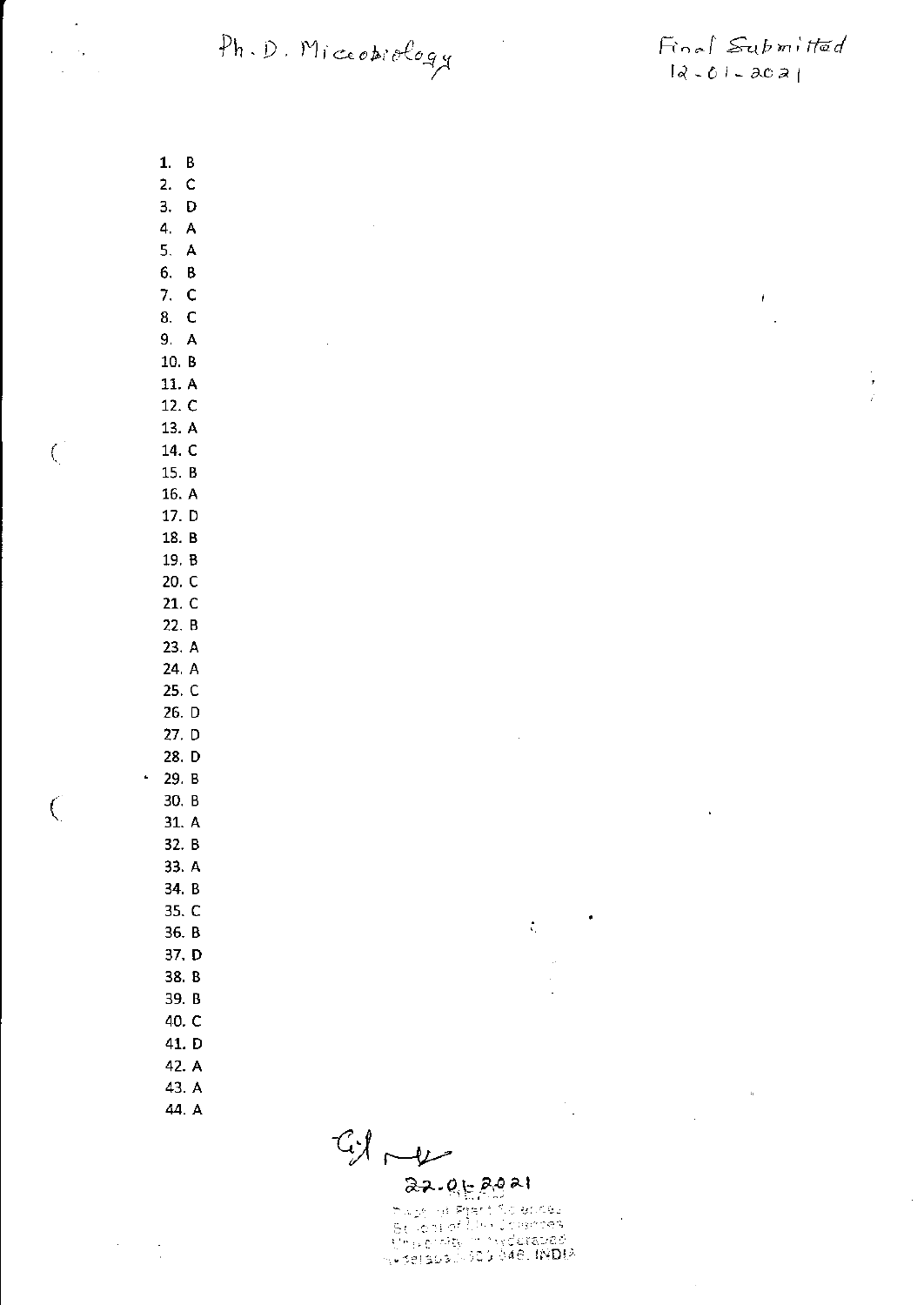Ph. D. Microbiology

Final Submitted
12-01-2021

1. B
2. C
3. D
4. A
5. A
6. B
7. C
8. C
9. A
10. B
11. A
12. C
13. A
14. C
15. B
16. A
17. D
18. B
19. B
20. C
21. C
22. B
23. A
24. A
25. C
26. D
27. D
28. D
29. B
30. B
31. A
32. B
33. A
34. B
35. C
36. B
37. D
38. B
39. B
40. C
41. D
42. A
43. A
44. A

22-01-2021

Dept. of Plant Sciences
School of Life Sciences
University of Hyderabad
Hyderabad-500 046, INDIA